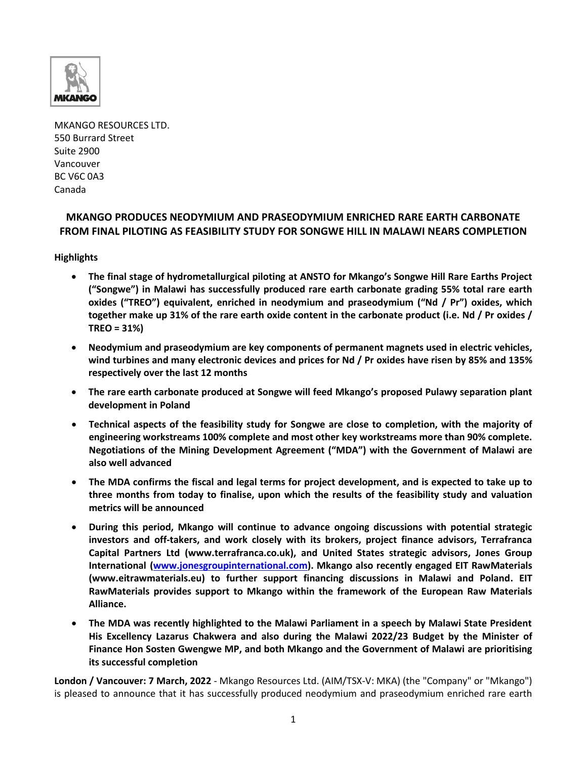MKANGO RESOURCES LTD.
550 Burrard Street
Suite 2900
Vancouver
BC V6C 0A3
Canada

# MKANGO PRODUCES NEODYMIUM AND PRASEODYMIUM ENRICHED RARE EARTH CARBONATE FROM FINAL PILOTING AS FEASIBILITY STUDY FOR SONGWE HILL IN MALAWI NEARS COMPLETION

**Highlights**

- **The final stage of hydrometallurgical piloting at ANSTO for Mkango's Songwe Hill Rare Earths Project ("Songwe") in Malawi has successfully produced rare earth carbonate grading 55% total rare earth oxides ("TREO") equivalent, enriched in neodymium and praseodymium ("Nd / Pr") oxides, which together make up 31% of the rare earth oxide content in the carbonate product (i.e. Nd / Pr oxides / TREO = 31%)**
- **Neodymium and praseodymium are key components of permanent magnets used in electric vehicles, wind turbines and many electronic devices and prices for Nd / Pr oxides have risen by 85% and 135% respectively over the last 12 months**
- **The rare earth carbonate produced at Songwe will feed Mkango's proposed Pulawy separation plant development in Poland**
- **Technical aspects of the feasibility study for Songwe are close to completion, with the majority of engineering workstreams 100% complete and most other key workstreams more than 90% complete. Negotiations of the Mining Development Agreement ("MDA") with the Government of Malawi are also well advanced**
- **The MDA confirms the fiscal and legal terms for project development, and is expected to take up to three months from today to finalise, upon which the results of the feasibility study and valuation metrics will be announced**
- **During this period, Mkango will continue to advance ongoing discussions with potential strategic investors and off-takers, and work closely with its brokers, project finance advisors, Terrafranca Capital Partners Ltd (www.terrafranca.co.uk), and United States strategic advisors, Jones Group International (www.jonesgroupinternational.com). Mkango also recently engaged EIT RawMaterials (www.eitrawmaterials.eu) to further support financing discussions in Malawi and Poland. EIT RawMaterials provides support to Mkango within the framework of the European Raw Materials Alliance.**
- **The MDA was recently highlighted to the Malawi Parliament in a speech by Malawi State President His Excellency Lazarus Chakwera and also during the Malawi 2022/23 Budget by the Minister of Finance Hon Sosten Gwengwe MP, and both Mkango and the Government of Malawi are prioritising its successful completion**

**London / Vancouver: 7 March, 2022** - Mkango Resources Ltd. (AIM/TSX-V: MKA) (the "Company" or "Mkango") is pleased to announce that it has successfully produced neodymium and praseodymium enriched rare earth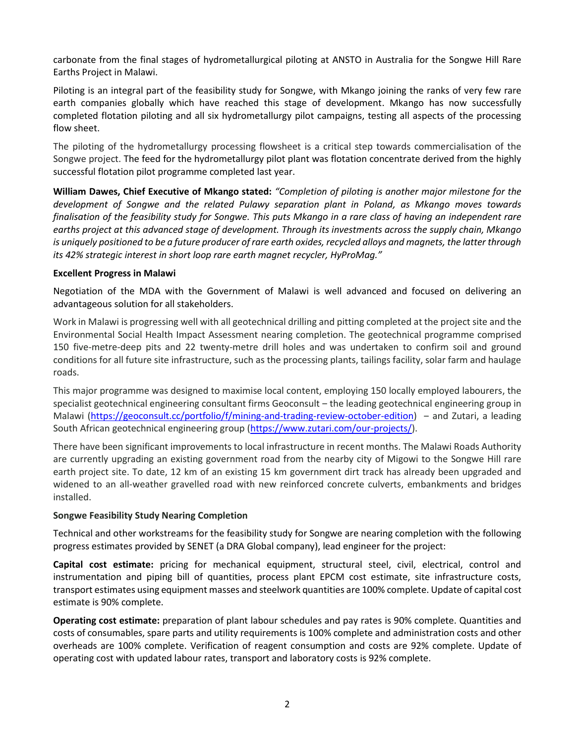carbonate from the final stages of hydrometallurgical piloting at ANSTO in Australia for the Songwe Hill Rare Earths Project in Malawi.

Piloting is an integral part of the feasibility study for Songwe, with Mkango joining the ranks of very few rare earth companies globally which have reached this stage of development. Mkango has now successfully completed flotation piloting and all six hydrometallurgy pilot campaigns, testing all aspects of the processing flow sheet.

The piloting of the hydrometallurgy processing flowsheet is a critical step towards commercialisation of the Songwe project. The feed for the hydrometallurgy pilot plant was flotation concentrate derived from the highly successful flotation pilot programme completed last year.

**William Dawes, Chief Executive of Mkango stated:** *"Completion of piloting is another major milestone for the development of Songwe and the related Pulawy separation plant in Poland, as Mkango moves towards finalisation of the feasibility study for Songwe. This puts Mkango in a rare class of having an independent rare earths project at this advanced stage of development. Through its investments across the supply chain, Mkango is uniquely positioned to be a future producer of rare earth oxides, recycled alloys and magnets, the latter through its 42% strategic interest in short loop rare earth magnet recycler, HyProMag."*

**Excellent Progress in Malawi**

Negotiation of the MDA with the Government of Malawi is well advanced and focused on delivering an advantageous solution for all stakeholders.

Work in Malawi is progressing well with all geotechnical drilling and pitting completed at the project site and the Environmental Social Health Impact Assessment nearing completion. The geotechnical programme comprised 150 five-metre-deep pits and 22 twenty-metre drill holes and was undertaken to confirm soil and ground conditions for all future site infrastructure, such as the processing plants, tailings facility, solar farm and haulage roads.

This major programme was designed to maximise local content, employing 150 locally employed labourers, the specialist geotechnical engineering consultant firms Geoconsult – the leading geotechnical engineering group in Malawi (https://geoconsult.cc/portfolio/f/mining-and-trading-review-october-edition) – and Zutari, a leading South African geotechnical engineering group (https://www.zutari.com/our-projects/).

There have been significant improvements to local infrastructure in recent months. The Malawi Roads Authority are currently upgrading an existing government road from the nearby city of Migowi to the Songwe Hill rare earth project site. To date, 12 km of an existing 15 km government dirt track has already been upgraded and widened to an all-weather gravelled road with new reinforced concrete culverts, embankments and bridges installed.

**Songwe Feasibility Study Nearing Completion**

Technical and other workstreams for the feasibility study for Songwe are nearing completion with the following progress estimates provided by SENET (a DRA Global company), lead engineer for the project:

**Capital cost estimate:** pricing for mechanical equipment, structural steel, civil, electrical, control and instrumentation and piping bill of quantities, process plant EPCM cost estimate, site infrastructure costs, transport estimates using equipment masses and steelwork quantities are 100% complete. Update of capital cost estimate is 90% complete.

**Operating cost estimate:** preparation of plant labour schedules and pay rates is 90% complete. Quantities and costs of consumables, spare parts and utility requirements is 100% complete and administration costs and other overheads are 100% complete. Verification of reagent consumption and costs are 92% complete. Update of operating cost with updated labour rates, transport and laboratory costs is 92% complete.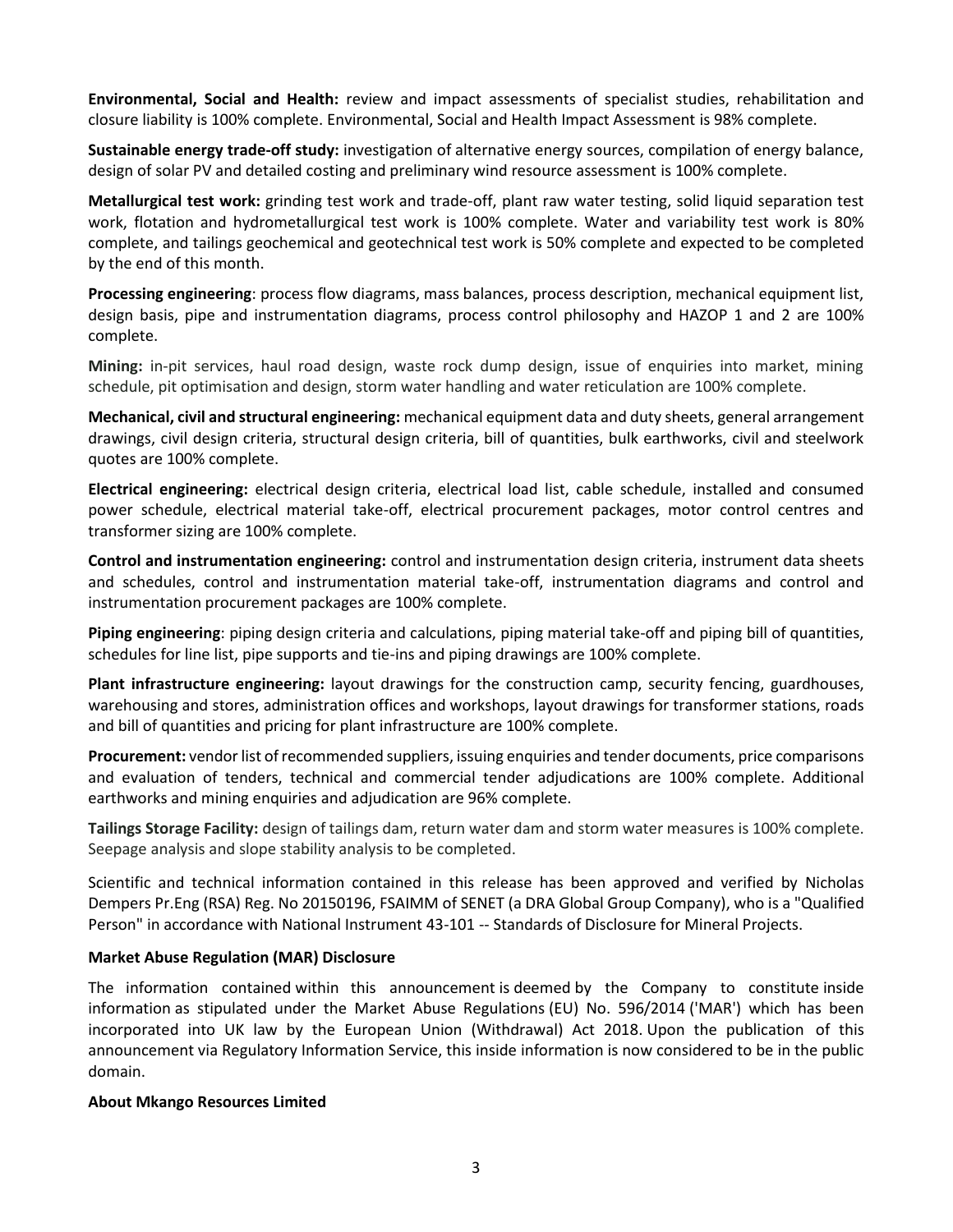**Environmental, Social and Health:** review and impact assessments of specialist studies, rehabilitation and closure liability is 100% complete. Environmental, Social and Health Impact Assessment is 98% complete.

**Sustainable energy trade-off study:** investigation of alternative energy sources, compilation of energy balance, design of solar PV and detailed costing and preliminary wind resource assessment is 100% complete.

**Metallurgical test work:** grinding test work and trade-off, plant raw water testing, solid liquid separation test work, flotation and hydrometallurgical test work is 100% complete. Water and variability test work is 80% complete, and tailings geochemical and geotechnical test work is 50% complete and expected to be completed by the end of this month.

**Processing engineering**: process flow diagrams, mass balances, process description, mechanical equipment list, design basis, pipe and instrumentation diagrams, process control philosophy and HAZOP 1 and 2 are 100% complete.

**Mining:** in-pit services, haul road design, waste rock dump design, issue of enquiries into market, mining schedule, pit optimisation and design, storm water handling and water reticulation are 100% complete.

**Mechanical, civil and structural engineering:** mechanical equipment data and duty sheets, general arrangement drawings, civil design criteria, structural design criteria, bill of quantities, bulk earthworks, civil and steelwork quotes are 100% complete.

**Electrical engineering:** electrical design criteria, electrical load list, cable schedule, installed and consumed power schedule, electrical material take-off, electrical procurement packages, motor control centres and transformer sizing are 100% complete.

**Control and instrumentation engineering:** control and instrumentation design criteria, instrument data sheets and schedules, control and instrumentation material take-off, instrumentation diagrams and control and instrumentation procurement packages are 100% complete.

**Piping engineering**: piping design criteria and calculations, piping material take-off and piping bill of quantities, schedules for line list, pipe supports and tie-ins and piping drawings are 100% complete.

**Plant infrastructure engineering:** layout drawings for the construction camp, security fencing, guardhouses, warehousing and stores, administration offices and workshops, layout drawings for transformer stations, roads and bill of quantities and pricing for plant infrastructure are 100% complete.

**Procurement:** vendor list of recommended suppliers, issuing enquiries and tender documents, price comparisons and evaluation of tenders, technical and commercial tender adjudications are 100% complete. Additional earthworks and mining enquiries and adjudication are 96% complete.

**Tailings Storage Facility:** design of tailings dam, return water dam and storm water measures is 100% complete. Seepage analysis and slope stability analysis to be completed.

Scientific and technical information contained in this release has been approved and verified by Nicholas Dempers Pr.Eng (RSA) Reg. No 20150196, FSAIMM of SENET (a DRA Global Group Company), who is a "Qualified Person" in accordance with National Instrument 43-101 -- Standards of Disclosure for Mineral Projects.

**Market Abuse Regulation (MAR) Disclosure**

The information contained within this announcement is deemed by the Company to constitute inside information as stipulated under the Market Abuse Regulations (EU) No. 596/2014 ('MAR') which has been incorporated into UK law by the European Union (Withdrawal) Act 2018. Upon the publication of this announcement via Regulatory Information Service, this inside information is now considered to be in the public domain.

**About Mkango Resources Limited**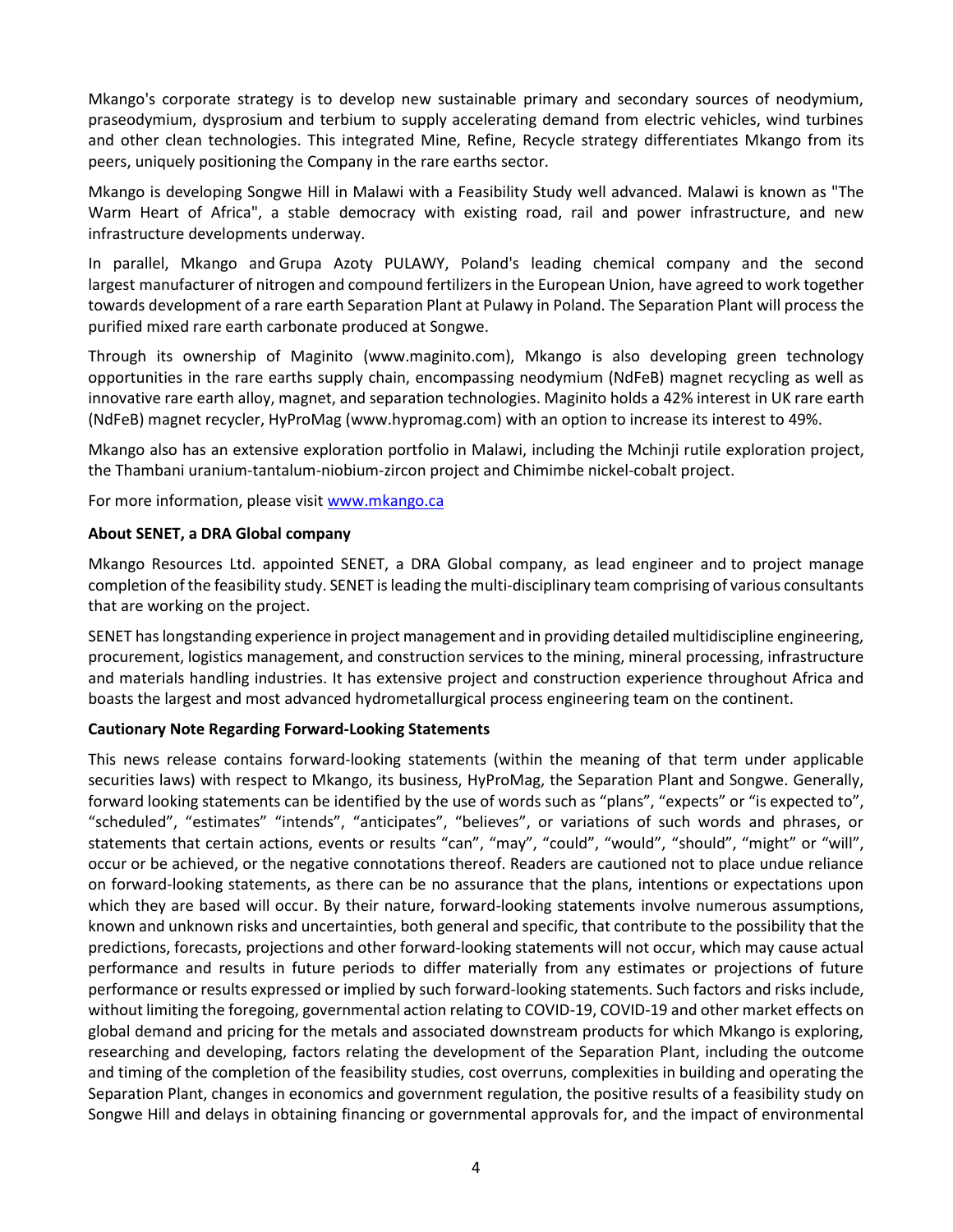Mkango's corporate strategy is to develop new sustainable primary and secondary sources of neodymium, praseodymium, dysprosium and terbium to supply accelerating demand from electric vehicles, wind turbines and other clean technologies. This integrated Mine, Refine, Recycle strategy differentiates Mkango from its peers, uniquely positioning the Company in the rare earths sector.

Mkango is developing Songwe Hill in Malawi with a Feasibility Study well advanced. Malawi is known as "The Warm Heart of Africa", a stable democracy with existing road, rail and power infrastructure, and new infrastructure developments underway.

In parallel, Mkango and Grupa Azoty PULAWY, Poland's leading chemical company and the second largest manufacturer of nitrogen and compound fertilizers in the European Union, have agreed to work together towards development of a rare earth Separation Plant at Pulawy in Poland. The Separation Plant will process the purified mixed rare earth carbonate produced at Songwe.

Through its ownership of Maginito (www.maginito.com), Mkango is also developing green technology opportunities in the rare earths supply chain, encompassing neodymium (NdFeB) magnet recycling as well as innovative rare earth alloy, magnet, and separation technologies. Maginito holds a 42% interest in UK rare earth (NdFeB) magnet recycler, HyProMag (www.hypromag.com) with an option to increase its interest to 49%.

Mkango also has an extensive exploration portfolio in Malawi, including the Mchinji rutile exploration project, the Thambani uranium-tantalum-niobium-zircon project and Chimimbe nickel-cobalt project.

For more information, please visit [www.mkango.ca](www.mkango.ca)

**About SENET, a DRA Global company**

Mkango Resources Ltd. appointed SENET, a DRA Global company, as lead engineer and to project manage completion of the feasibility study. SENET is leading the multi-disciplinary team comprising of various consultants that are working on the project.

SENET has longstanding experience in project management and in providing detailed multidiscipline engineering, procurement, logistics management, and construction services to the mining, mineral processing, infrastructure and materials handling industries. It has extensive project and construction experience throughout Africa and boasts the largest and most advanced hydrometallurgical process engineering team on the continent.

**Cautionary Note Regarding Forward-Looking Statements**

This news release contains forward-looking statements (within the meaning of that term under applicable securities laws) with respect to Mkango, its business, HyProMag, the Separation Plant and Songwe. Generally, forward looking statements can be identified by the use of words such as "plans", "expects" or "is expected to", "scheduled", "estimates" "intends", "anticipates", "believes", or variations of such words and phrases, or statements that certain actions, events or results "can", "may", "could", "would", "should", "might" or "will", occur or be achieved, or the negative connotations thereof. Readers are cautioned not to place undue reliance on forward-looking statements, as there can be no assurance that the plans, intentions or expectations upon which they are based will occur. By their nature, forward-looking statements involve numerous assumptions, known and unknown risks and uncertainties, both general and specific, that contribute to the possibility that the predictions, forecasts, projections and other forward-looking statements will not occur, which may cause actual performance and results in future periods to differ materially from any estimates or projections of future performance or results expressed or implied by such forward-looking statements. Such factors and risks include, without limiting the foregoing, governmental action relating to COVID-19, COVID-19 and other market effects on global demand and pricing for the metals and associated downstream products for which Mkango is exploring, researching and developing, factors relating the development of the Separation Plant, including the outcome and timing of the completion of the feasibility studies, cost overruns, complexities in building and operating the Separation Plant, changes in economics and government regulation, the positive results of a feasibility study on Songwe Hill and delays in obtaining financing or governmental approvals for, and the impact of environmental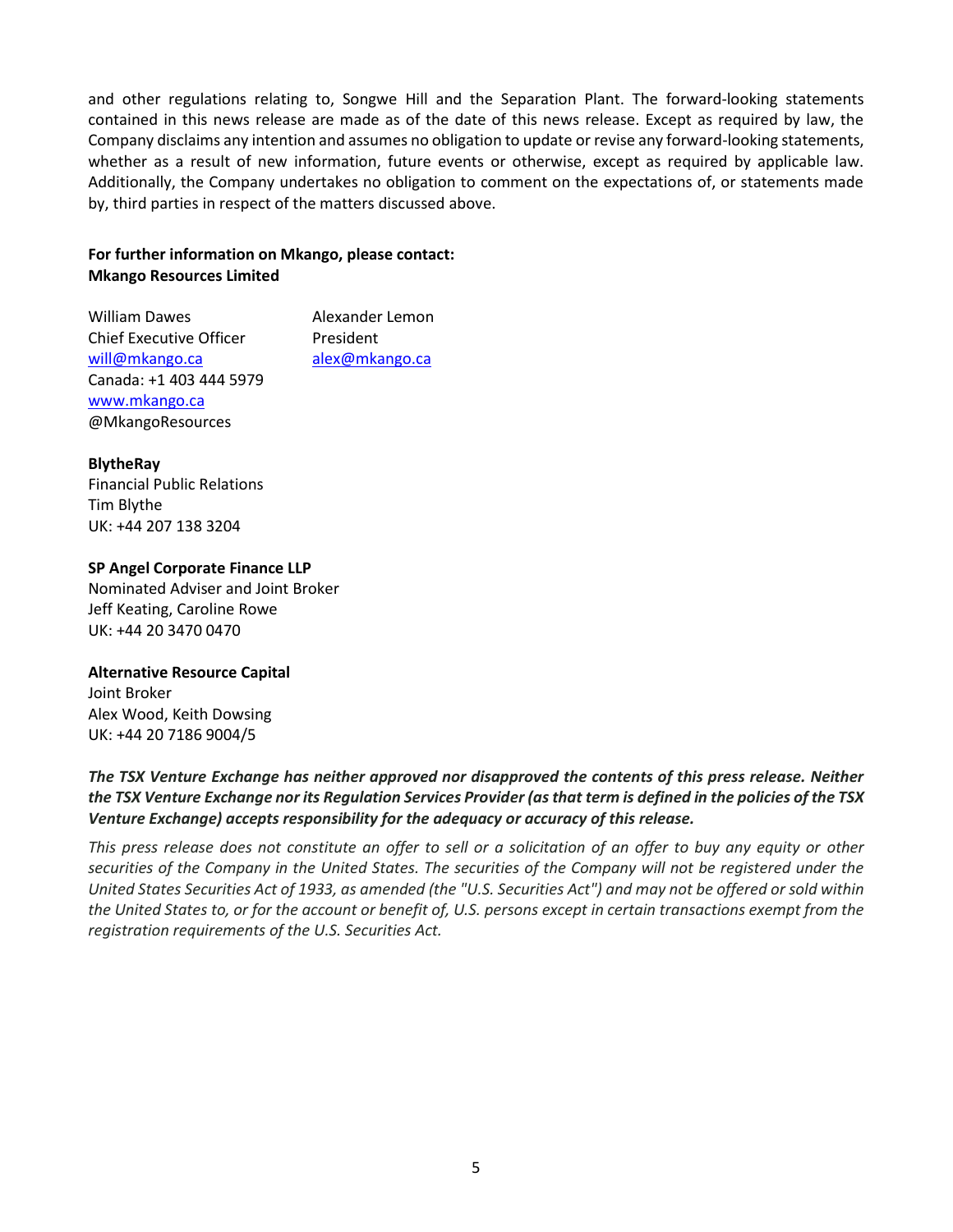and other regulations relating to, Songwe Hill and the Separation Plant. The forward-looking statements contained in this news release are made as of the date of this news release. Except as required by law, the Company disclaims any intention and assumes no obligation to update or revise any forward-looking statements, whether as a result of new information, future events or otherwise, except as required by applicable law. Additionally, the Company undertakes no obligation to comment on the expectations of, or statements made by, third parties in respect of the matters discussed above.

**For further information on Mkango, please contact:**
**Mkango Resources Limited**

William Dawes
Chief Executive Officer
will@mkango.ca
Canada: +1 403 444 5979
www.mkango.ca
@MkangoResources

Alexander Lemon
President
alex@mkango.ca

**BlytheRay**
Financial Public Relations
Tim Blythe
UK: +44 207 138 3204

**SP Angel Corporate Finance LLP**
Nominated Adviser and Joint Broker
Jeff Keating, Caroline Rowe
UK: +44 20 3470 0470

**Alternative Resource Capital**
Joint Broker
Alex Wood, Keith Dowsing
UK: +44 20 7186 9004/5

***The TSX Venture Exchange has neither approved nor disapproved the contents of this press release. Neither the TSX Venture Exchange nor its Regulation Services Provider (as that term is defined in the policies of the TSX Venture Exchange) accepts responsibility for the adequacy or accuracy of this release.***

*This press release does not constitute an offer to sell or a solicitation of an offer to buy any equity or other securities of the Company in the United States. The securities of the Company will not be registered under the United States Securities Act of 1933, as amended (the "U.S. Securities Act") and may not be offered or sold within the United States to, or for the account or benefit of, U.S. persons except in certain transactions exempt from the registration requirements of the U.S. Securities Act.*